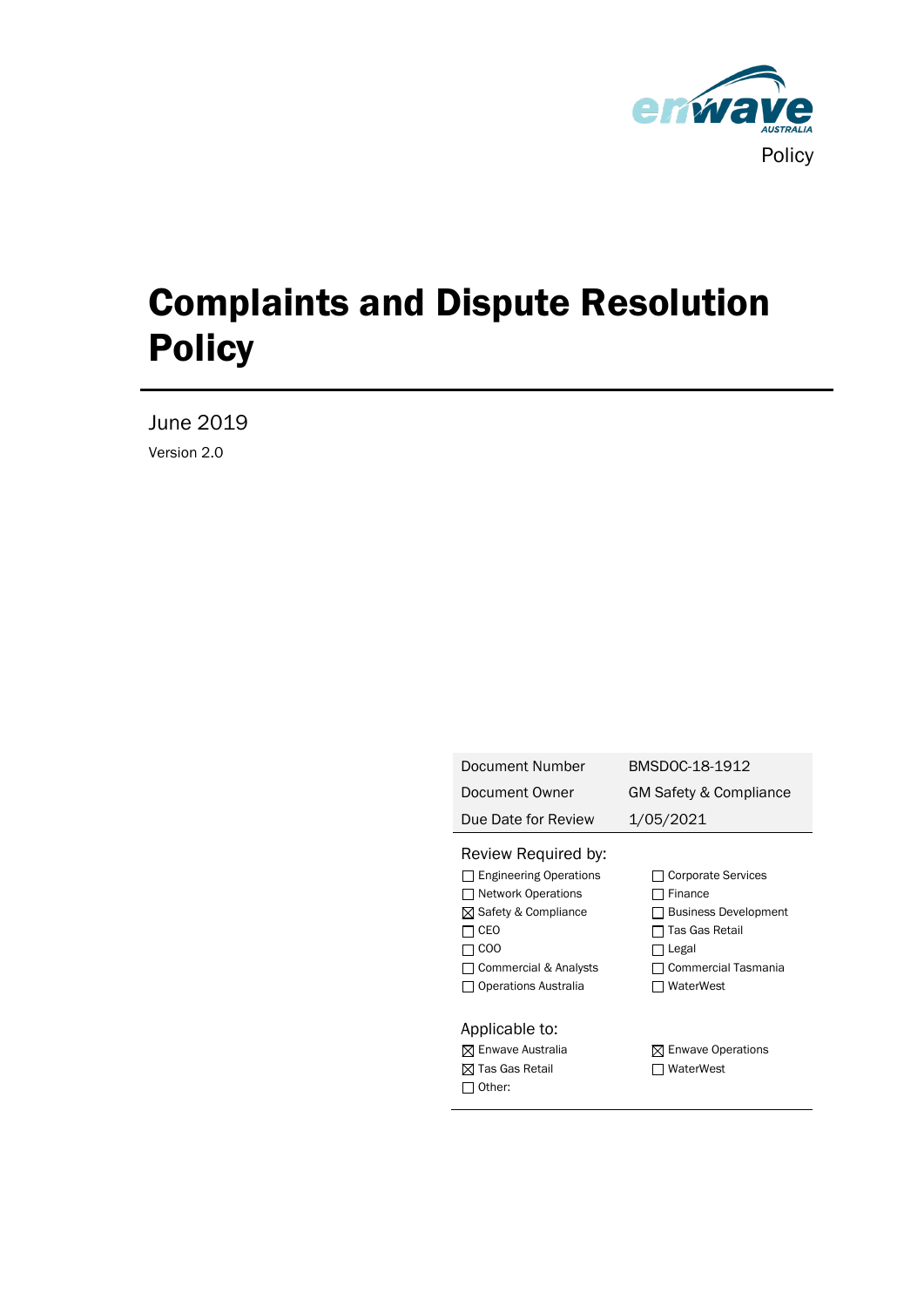Policy

# Complaints and Dispute Resolution Policy

June 2019

Version 2.0

| Document Number | BMSDOC-18-1912 |
|---|---|
| Document Owner | GM Safety & Compliance |
| Due Date for Review | 1/05/2021 |

Review Required by:

- ☐ Engineering Operations
- ☐ Network Operations
- ☒ Safety & Compliance
- ☐ CEO
- ☐ COO
- ☐ Commercial & Analysts
- ☐ Operations Australia
- ☐ Corporate Services
- ☐ Finance
- ☐ Business Development
- ☐ Tas Gas Retail
- ☐ Legal
- ☐ Commercial Tasmania
- ☐ WaterWest

Applicable to:

- ☒ Enwave Australia
- ☒ Tas Gas Retail
- ☐ Other:
- ☒ Enwave Operations
- ☐ WaterWest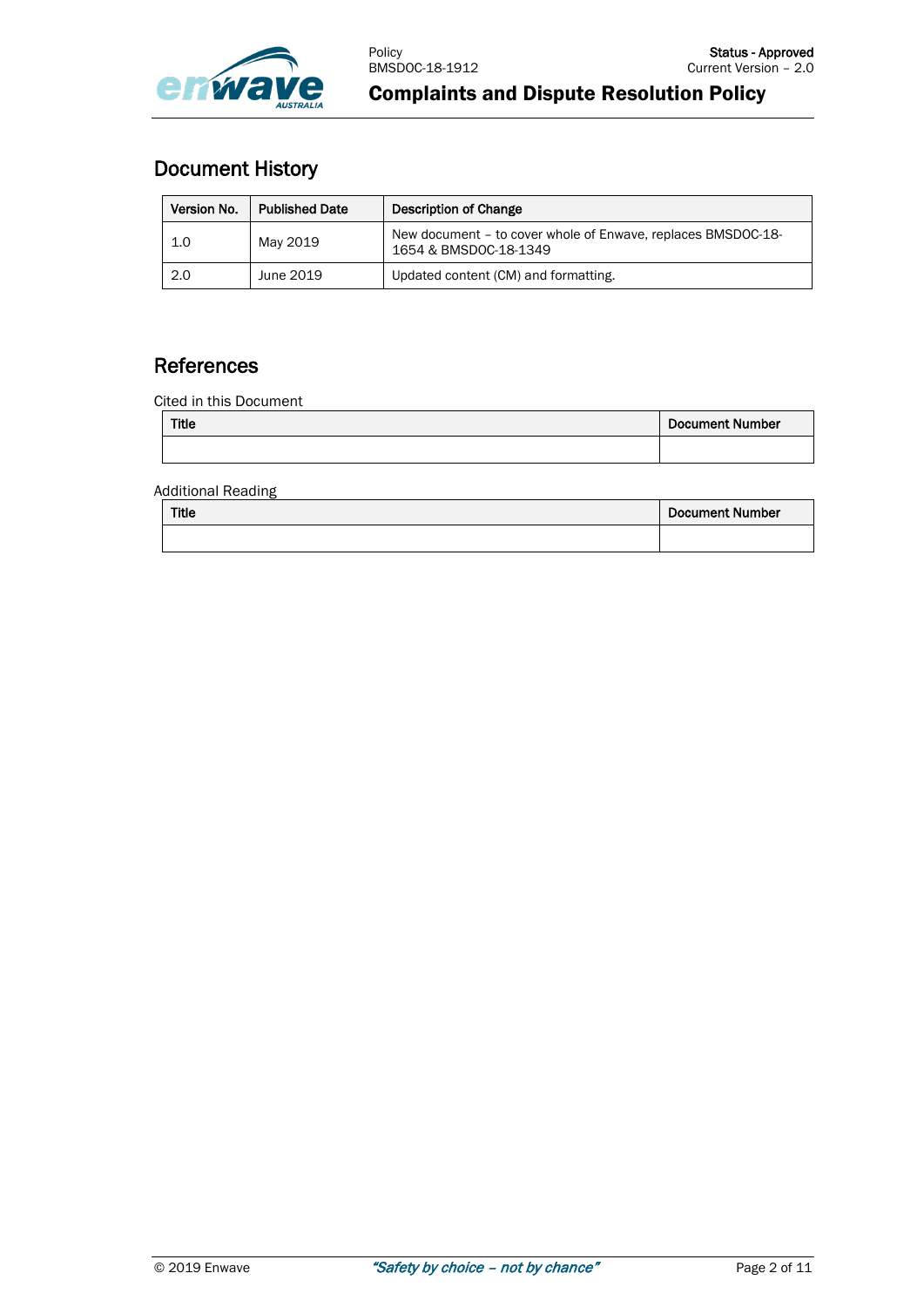## Document History

| Version No. | Published Date | Description of Change |
| --- | --- | --- |
| 1.0 | May 2019 | New document – to cover whole of Enwave, replaces BMSDOC-18-1654 & BMSDOC-18-1349 |
| 2.0 | June 2019 | Updated content (CM) and formatting. |

## References

Cited in this Document

| Title | Document Number |
| --- | --- |
| | |

Additional Reading

| Title | Document Number |
| --- | --- |
| | |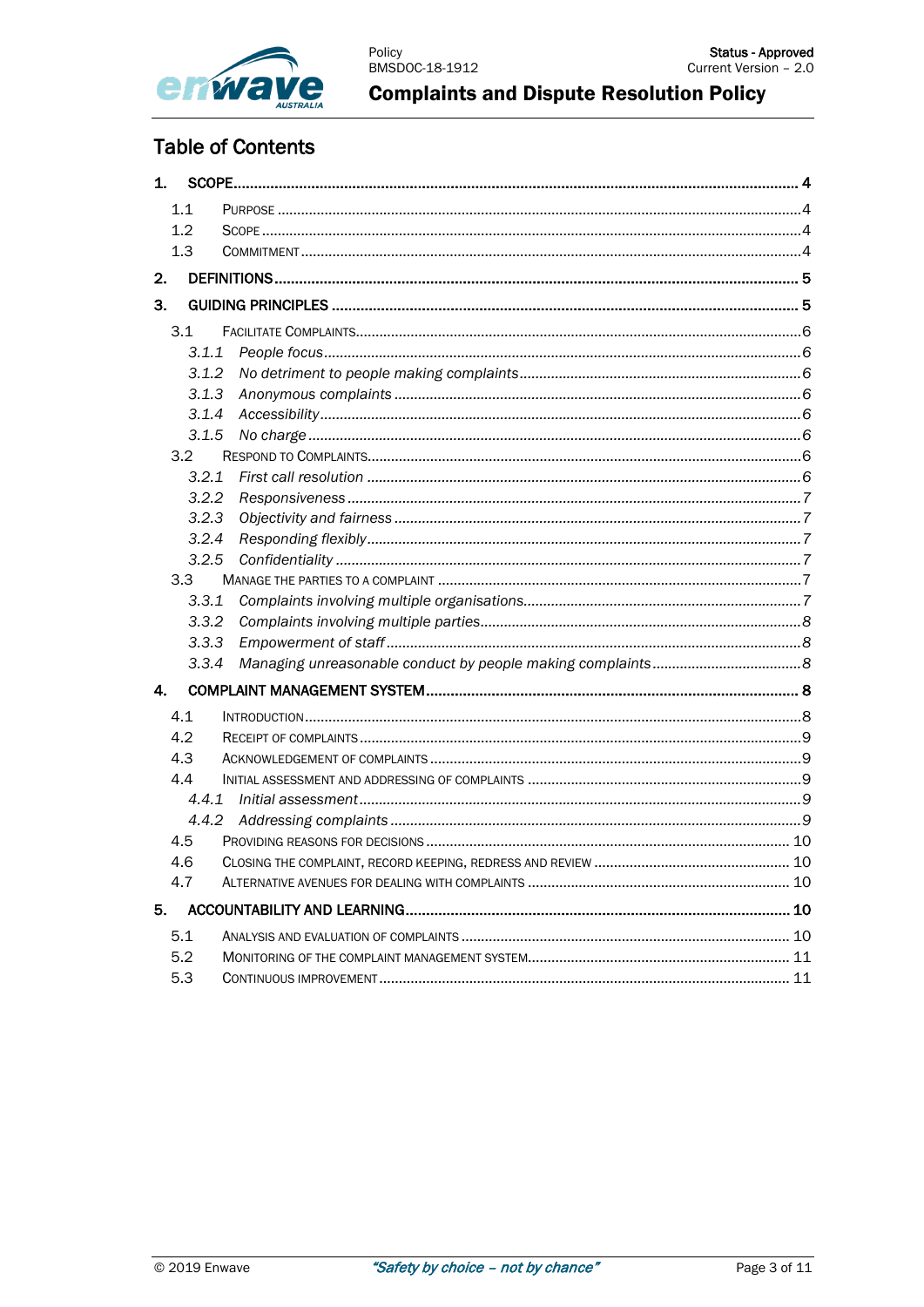# Table of Contents

1. **SCOPE** ..... **4**
   - 1.1 Purpose ..... 4
   - 1.2 Scope ..... 4
   - 1.3 Commitment ..... 4
2. **DEFINITIONS** ..... **5**
3. **GUIDING PRINCIPLES** ..... **5**
   - 3.1 Facilitate Complaints ..... 6
     - *3.1.1 People focus* ..... *6*
     - *3.1.2 No detriment to people making complaints* ..... *6*
     - *3.1.3 Anonymous complaints* ..... *6*
     - *3.1.4 Accessibility* ..... *6*
     - *3.1.5 No charge* ..... *6*
   - 3.2 Respond to Complaints ..... 6
     - *3.2.1 First call resolution* ..... *6*
     - *3.2.2 Responsiveness* ..... *7*
     - *3.2.3 Objectivity and fairness* ..... *7*
     - *3.2.4 Responding flexibly* ..... *7*
     - *3.2.5 Confidentiality* ..... *7*
   - 3.3 Manage the parties to a complaint ..... 7
     - *3.3.1 Complaints involving multiple organisations* ..... *7*
     - *3.3.2 Complaints involving multiple parties* ..... *8*
     - *3.3.3 Empowerment of staff* ..... *8*
     - *3.3.4 Managing unreasonable conduct by people making complaints* ..... *8*
4. **COMPLAINT MANAGEMENT SYSTEM** ..... **8**
   - 4.1 Introduction ..... 8
   - 4.2 Receipt of complaints ..... 9
   - 4.3 Acknowledgement of complaints ..... 9
   - 4.4 Initial assessment and addressing of complaints ..... 9
     - *4.4.1 Initial assessment* ..... *9*
     - *4.4.2 Addressing complaints* ..... *9*
   - 4.5 Providing reasons for decisions ..... 10
   - 4.6 Closing the complaint, record keeping, redress and review ..... 10
   - 4.7 Alternative avenues for dealing with complaints ..... 10
5. **ACCOUNTABILITY AND LEARNING** ..... **10**
   - 5.1 Analysis and evaluation of complaints ..... 10
   - 5.2 Monitoring of the complaint management system ..... 11
   - 5.3 Continuous improvement ..... 11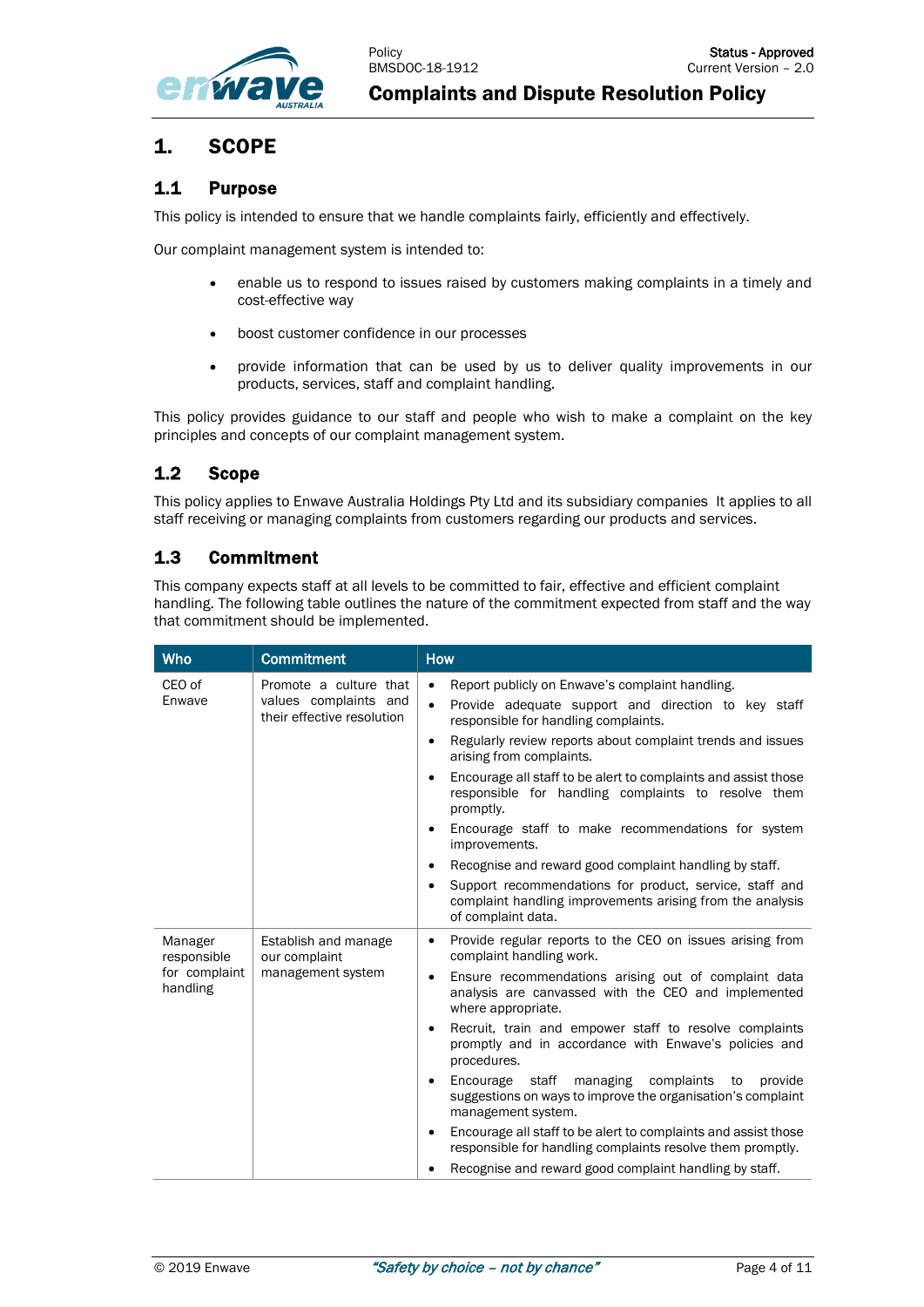# 1. SCOPE

## 1.1 Purpose

This policy is intended to ensure that we handle complaints fairly, efficiently and effectively.

Our complaint management system is intended to:

- enable us to respond to issues raised by customers making complaints in a timely and cost-effective way
- boost customer confidence in our processes
- provide information that can be used by us to deliver quality improvements in our products, services, staff and complaint handling.

This policy provides guidance to our staff and people who wish to make a complaint on the key principles and concepts of our complaint management system.

## 1.2 Scope

This policy applies to Enwave Australia Holdings Pty Ltd and its subsidiary companies It applies to all staff receiving or managing complaints from customers regarding our products and services.

## 1.3 Commitment

This company expects staff at all levels to be committed to fair, effective and efficient complaint handling. The following table outlines the nature of the commitment expected from staff and the way that commitment should be implemented.

| Who | Commitment | How |
|---|---|---|
| CEO of Enwave | Promote a culture that values complaints and their effective resolution | • Report publicly on Enwave's complaint handling.<br>• Provide adequate support and direction to key staff responsible for handling complaints.<br>• Regularly review reports about complaint trends and issues arising from complaints.<br>• Encourage all staff to be alert to complaints and assist those responsible for handling complaints to resolve them promptly.<br>• Encourage staff to make recommendations for system improvements.<br>• Recognise and reward good complaint handling by staff.<br>• Support recommendations for product, service, staff and complaint handling improvements arising from the analysis of complaint data. |
| Manager responsible for complaint handling | Establish and manage our complaint management system | • Provide regular reports to the CEO on issues arising from complaint handling work.<br>• Ensure recommendations arising out of complaint data analysis are canvassed with the CEO and implemented where appropriate.<br>• Recruit, train and empower staff to resolve complaints promptly and in accordance with Enwave's policies and procedures.<br>• Encourage staff managing complaints to provide suggestions on ways to improve the organisation's complaint management system.<br>• Encourage all staff to be alert to complaints and assist those responsible for handling complaints resolve them promptly.<br>• Recognise and reward good complaint handling by staff. |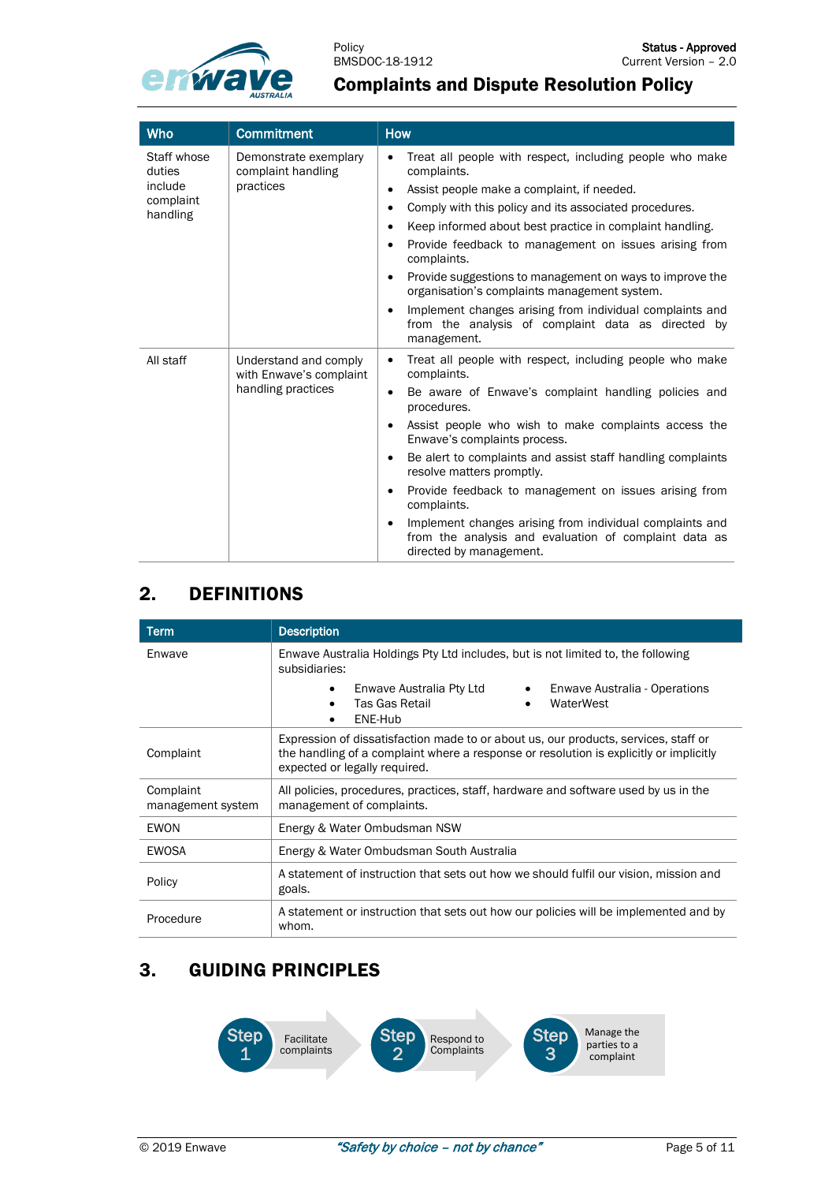| Who | Commitment | How |
|---|---|---|
| Staff whose duties include complaint handling | Demonstrate exemplary complaint handling practices | • Treat all people with respect, including people who make complaints.<br>• Assist people make a complaint, if needed.<br>• Comply with this policy and its associated procedures.<br>• Keep informed about best practice in complaint handling.<br>• Provide feedback to management on issues arising from complaints.<br>• Provide suggestions to management on ways to improve the organisation's complaints management system.<br>• Implement changes arising from individual complaints and from the analysis of complaint data as directed by management. |
| All staff | Understand and comply with Enwave's complaint handling practices | • Treat all people with respect, including people who make complaints.<br>• Be aware of Enwave's complaint handling policies and procedures.<br>• Assist people who wish to make complaints access the Enwave's complaints process.<br>• Be alert to complaints and assist staff handling complaints resolve matters promptly.<br>• Provide feedback to management on issues arising from complaints.<br>• Implement changes arising from individual complaints and from the analysis and evaluation of complaint data as directed by management. |

## 2. DEFINITIONS

| Term | Description |
|---|---|
| Enwave | Enwave Australia Holdings Pty Ltd includes, but is not limited to, the following subsidiaries:<br>• Enwave Australia Pty Ltd<br>• Tas Gas Retail<br>• ENE-Hub<br>• Enwave Australia - Operations<br>• WaterWest |
| Complaint | Expression of dissatisfaction made to or about us, our products, services, staff or the handling of a complaint where a response or resolution is explicitly or implicitly expected or legally required. |
| Complaint management system | All policies, procedures, practices, staff, hardware and software used by us in the management of complaints. |
| EWON | Energy & Water Ombudsman NSW |
| EWOSA | Energy & Water Ombudsman South Australia |
| Policy | A statement of instruction that sets out how we should fulfil our vision, mission and goals. |
| Procedure | A statement or instruction that sets out how our policies will be implemented and by whom. |

## 3. GUIDING PRINCIPLES

Step 1 – Facilitate complaints → Step 2 – Respond to Complaints → Step 3 – Manage the parties to a complaint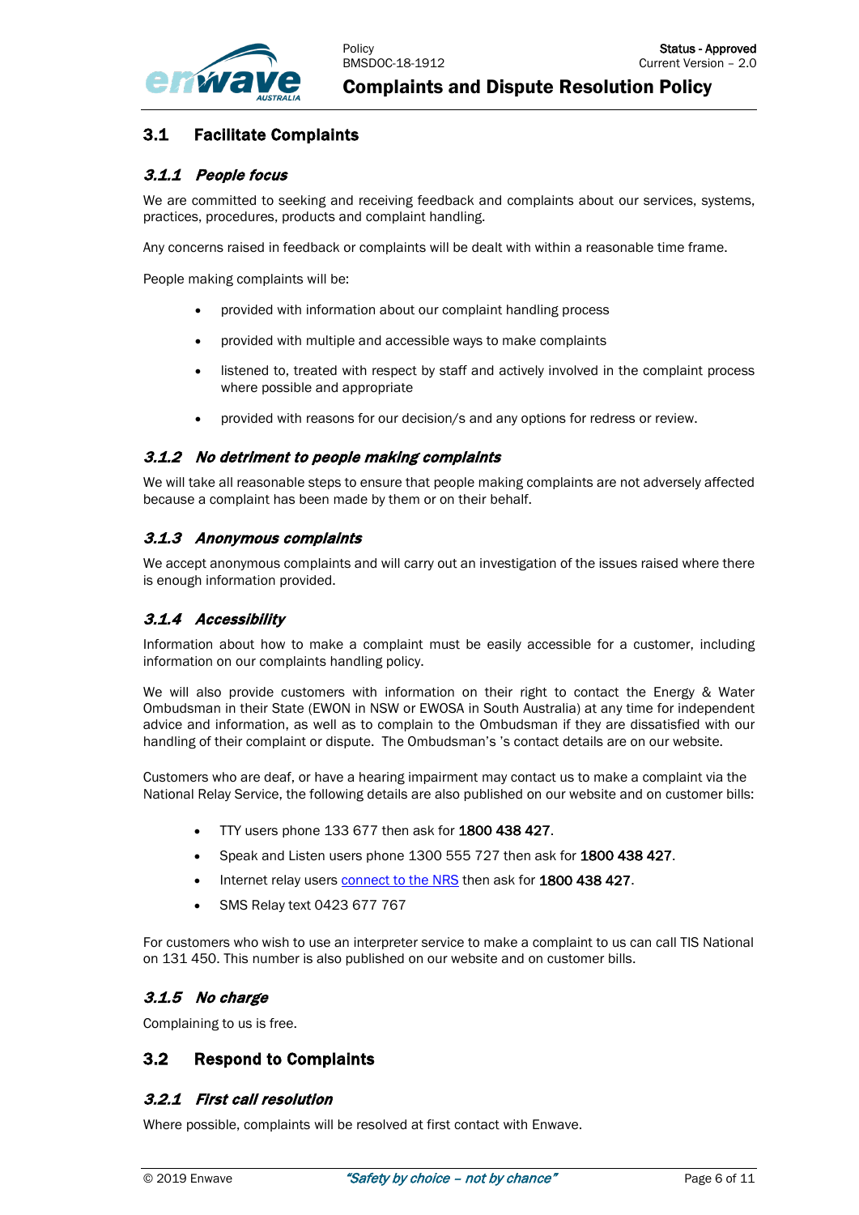## 3.1 Facilitate Complaints

### *3.1.1 People focus*

We are committed to seeking and receiving feedback and complaints about our services, systems, practices, procedures, products and complaint handling.

Any concerns raised in feedback or complaints will be dealt with within a reasonable time frame.

People making complaints will be:

- provided with information about our complaint handling process
- provided with multiple and accessible ways to make complaints
- listened to, treated with respect by staff and actively involved in the complaint process where possible and appropriate
- provided with reasons for our decision/s and any options for redress or review.

### *3.1.2 No detriment to people making complaints*

We will take all reasonable steps to ensure that people making complaints are not adversely affected because a complaint has been made by them or on their behalf.

### *3.1.3 Anonymous complaints*

We accept anonymous complaints and will carry out an investigation of the issues raised where there is enough information provided.

### *3.1.4 Accessibility*

Information about how to make a complaint must be easily accessible for a customer, including information on our complaints handling policy.

We will also provide customers with information on their right to contact the Energy & Water Ombudsman in their State (EWON in NSW or EWOSA in South Australia) at any time for independent advice and information, as well as to complain to the Ombudsman if they are dissatisfied with our handling of their complaint or dispute. The Ombudsman's 's contact details are on our website.

Customers who are deaf, or have a hearing impairment may contact us to make a complaint via the National Relay Service, the following details are also published on our website and on customer bills:

- TTY users phone 133 677 then ask for **1800 438 427**.
- Speak and Listen users phone 1300 555 727 then ask for **1800 438 427**.
- Internet relay users connect to the NRS then ask for **1800 438 427**.
- SMS Relay text 0423 677 767

For customers who wish to use an interpreter service to make a complaint to us can call TIS National on 131 450. This number is also published on our website and on customer bills.

### *3.1.5 No charge*

Complaining to us is free.

## 3.2 Respond to Complaints

### *3.2.1 First call resolution*

Where possible, complaints will be resolved at first contact with Enwave.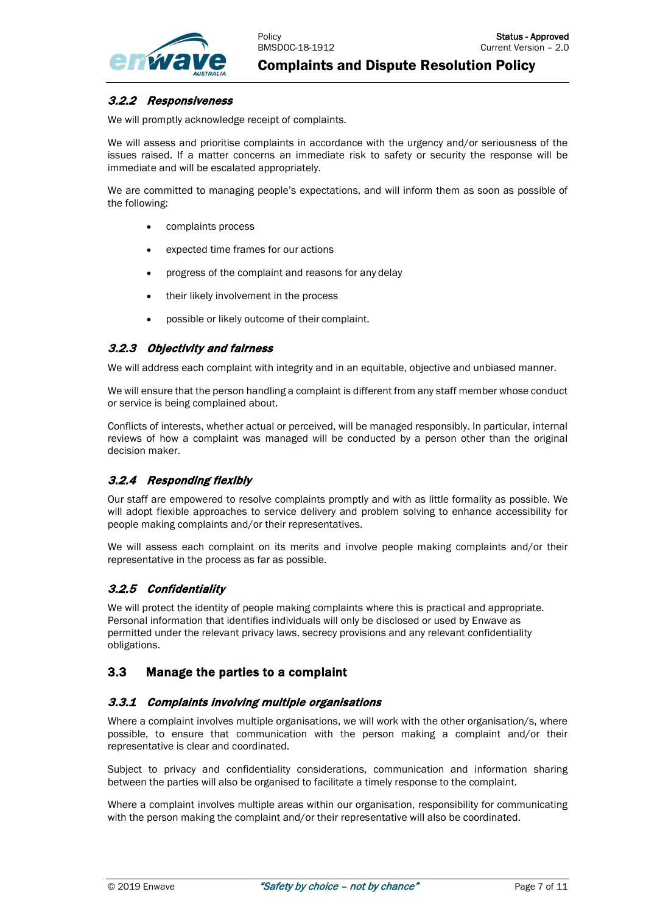### *3.2.2 Responsiveness*

We will promptly acknowledge receipt of complaints.

We will assess and prioritise complaints in accordance with the urgency and/or seriousness of the issues raised. If a matter concerns an immediate risk to safety or security the response will be immediate and will be escalated appropriately.

We are committed to managing people's expectations, and will inform them as soon as possible of the following:

- complaints process
- expected time frames for our actions
- progress of the complaint and reasons for any delay
- their likely involvement in the process
- possible or likely outcome of their complaint.

### *3.2.3 Objectivity and fairness*

We will address each complaint with integrity and in an equitable, objective and unbiased manner.

We will ensure that the person handling a complaint is different from any staff member whose conduct or service is being complained about.

Conflicts of interests, whether actual or perceived, will be managed responsibly. In particular, internal reviews of how a complaint was managed will be conducted by a person other than the original decision maker.

### *3.2.4 Responding flexibly*

Our staff are empowered to resolve complaints promptly and with as little formality as possible. We will adopt flexible approaches to service delivery and problem solving to enhance accessibility for people making complaints and/or their representatives.

We will assess each complaint on its merits and involve people making complaints and/or their representative in the process as far as possible.

### *3.2.5 Confidentiality*

We will protect the identity of people making complaints where this is practical and appropriate. Personal information that identifies individuals will only be disclosed or used by Enwave as permitted under the relevant privacy laws, secrecy provisions and any relevant confidentiality obligations.

## 3.3 Manage the parties to a complaint

### *3.3.1 Complaints involving multiple organisations*

Where a complaint involves multiple organisations, we will work with the other organisation/s, where possible, to ensure that communication with the person making a complaint and/or their representative is clear and coordinated.

Subject to privacy and confidentiality considerations, communication and information sharing between the parties will also be organised to facilitate a timely response to the complaint.

Where a complaint involves multiple areas within our organisation, responsibility for communicating with the person making the complaint and/or their representative will also be coordinated.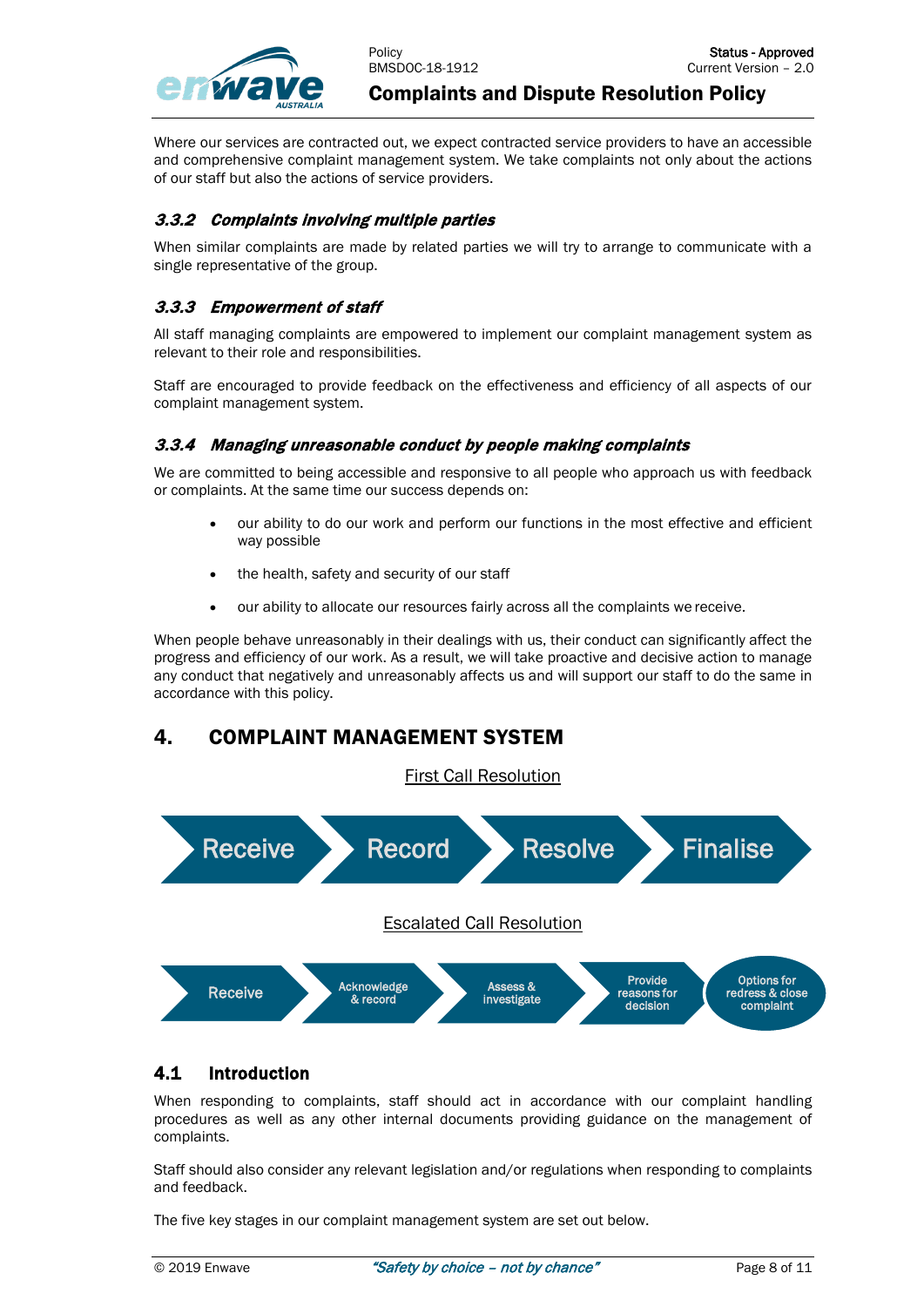Where our services are contracted out, we expect contracted service providers to have an accessible and comprehensive complaint management system. We take complaints not only about the actions of our staff but also the actions of service providers.

### *3.3.2 Complaints involving multiple parties*

When similar complaints are made by related parties we will try to arrange to communicate with a single representative of the group.

### *3.3.3 Empowerment of staff*

All staff managing complaints are empowered to implement our complaint management system as relevant to their role and responsibilities.

Staff are encouraged to provide feedback on the effectiveness and efficiency of all aspects of our complaint management system.

### *3.3.4 Managing unreasonable conduct by people making complaints*

We are committed to being accessible and responsive to all people who approach us with feedback or complaints. At the same time our success depends on:

- our ability to do our work and perform our functions in the most effective and efficient way possible
- the health, safety and security of our staff
- our ability to allocate our resources fairly across all the complaints we receive.

When people behave unreasonably in their dealings with us, their conduct can significantly affect the progress and efficiency of our work. As a result, we will take proactive and decisive action to manage any conduct that negatively and unreasonably affects us and will support our staff to do the same in accordance with this policy.

# 4. COMPLAINT MANAGEMENT SYSTEM

First Call Resolution

Receive → Record → Resolve → Finalise

Escalated Call Resolution

Receive → Acknowledge & record → Assess & investigate → Provide reasons for decision → Options for redress & close complaint

## 4.1 Introduction

When responding to complaints, staff should act in accordance with our complaint handling procedures as well as any other internal documents providing guidance on the management of complaints.

Staff should also consider any relevant legislation and/or regulations when responding to complaints and feedback.

The five key stages in our complaint management system are set out below.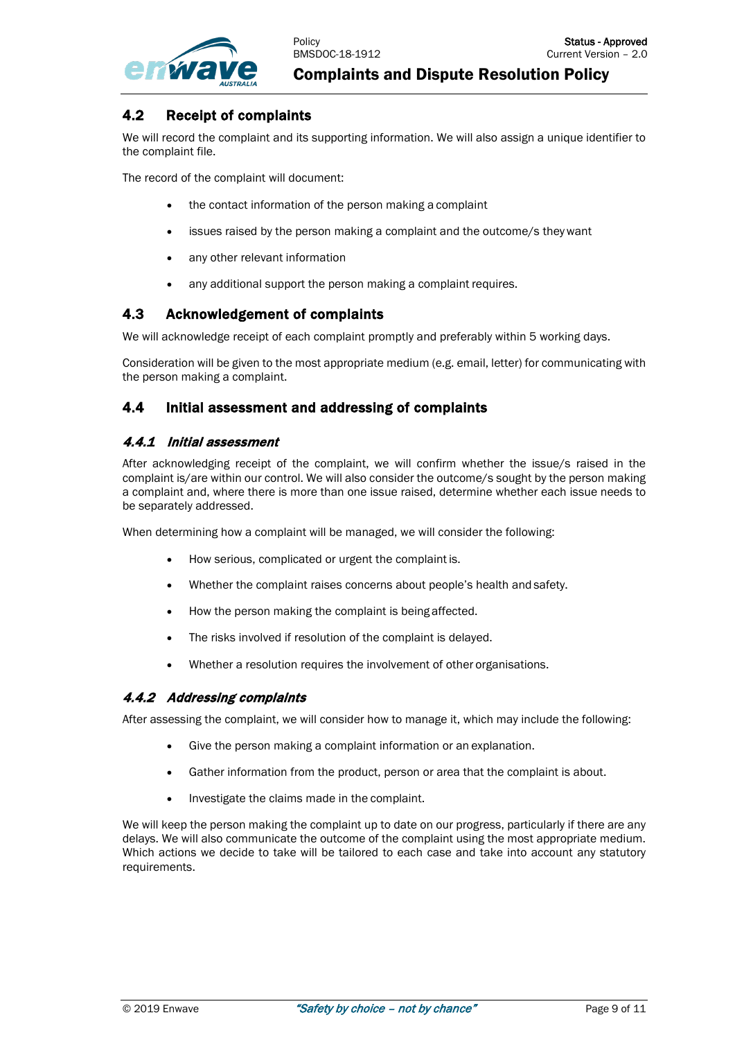## 4.2 Receipt of complaints

We will record the complaint and its supporting information. We will also assign a unique identifier to the complaint file.

The record of the complaint will document:

- the contact information of the person making a complaint
- issues raised by the person making a complaint and the outcome/s they want
- any other relevant information
- any additional support the person making a complaint requires.

## 4.3 Acknowledgement of complaints

We will acknowledge receipt of each complaint promptly and preferably within 5 working days.

Consideration will be given to the most appropriate medium (e.g. email, letter) for communicating with the person making a complaint.

## 4.4 Initial assessment and addressing of complaints

### *4.4.1 Initial assessment*

After acknowledging receipt of the complaint, we will confirm whether the issue/s raised in the complaint is/are within our control. We will also consider the outcome/s sought by the person making a complaint and, where there is more than one issue raised, determine whether each issue needs to be separately addressed.

When determining how a complaint will be managed, we will consider the following:

- How serious, complicated or urgent the complaint is.
- Whether the complaint raises concerns about people's health and safety.
- How the person making the complaint is being affected.
- The risks involved if resolution of the complaint is delayed.
- Whether a resolution requires the involvement of other organisations.

### *4.4.2 Addressing complaints*

After assessing the complaint, we will consider how to manage it, which may include the following:

- Give the person making a complaint information or an explanation.
- Gather information from the product, person or area that the complaint is about.
- Investigate the claims made in the complaint.

We will keep the person making the complaint up to date on our progress, particularly if there are any delays. We will also communicate the outcome of the complaint using the most appropriate medium. Which actions we decide to take will be tailored to each case and take into account any statutory requirements.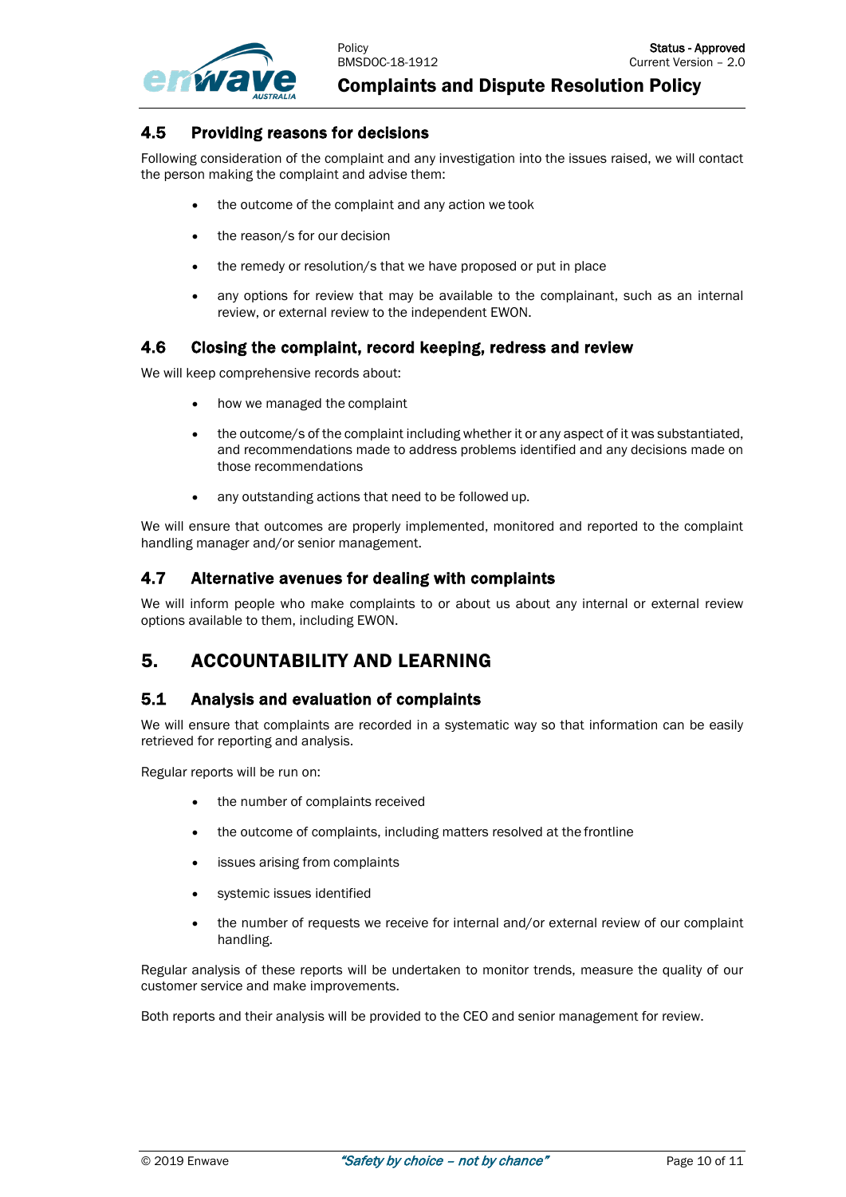### 4.5 Providing reasons for decisions

Following consideration of the complaint and any investigation into the issues raised, we will contact the person making the complaint and advise them:

- the outcome of the complaint and any action we took
- the reason/s for our decision
- the remedy or resolution/s that we have proposed or put in place
- any options for review that may be available to the complainant, such as an internal review, or external review to the independent EWON.

### 4.6 Closing the complaint, record keeping, redress and review

We will keep comprehensive records about:

- how we managed the complaint
- the outcome/s of the complaint including whether it or any aspect of it was substantiated, and recommendations made to address problems identified and any decisions made on those recommendations
- any outstanding actions that need to be followed up.

We will ensure that outcomes are properly implemented, monitored and reported to the complaint handling manager and/or senior management.

### 4.7 Alternative avenues for dealing with complaints

We will inform people who make complaints to or about us about any internal or external review options available to them, including EWON.

## 5. ACCOUNTABILITY AND LEARNING

### 5.1 Analysis and evaluation of complaints

We will ensure that complaints are recorded in a systematic way so that information can be easily retrieved for reporting and analysis.

Regular reports will be run on:

- the number of complaints received
- the outcome of complaints, including matters resolved at the frontline
- issues arising from complaints
- systemic issues identified
- the number of requests we receive for internal and/or external review of our complaint handling.

Regular analysis of these reports will be undertaken to monitor trends, measure the quality of our customer service and make improvements.

Both reports and their analysis will be provided to the CEO and senior management for review.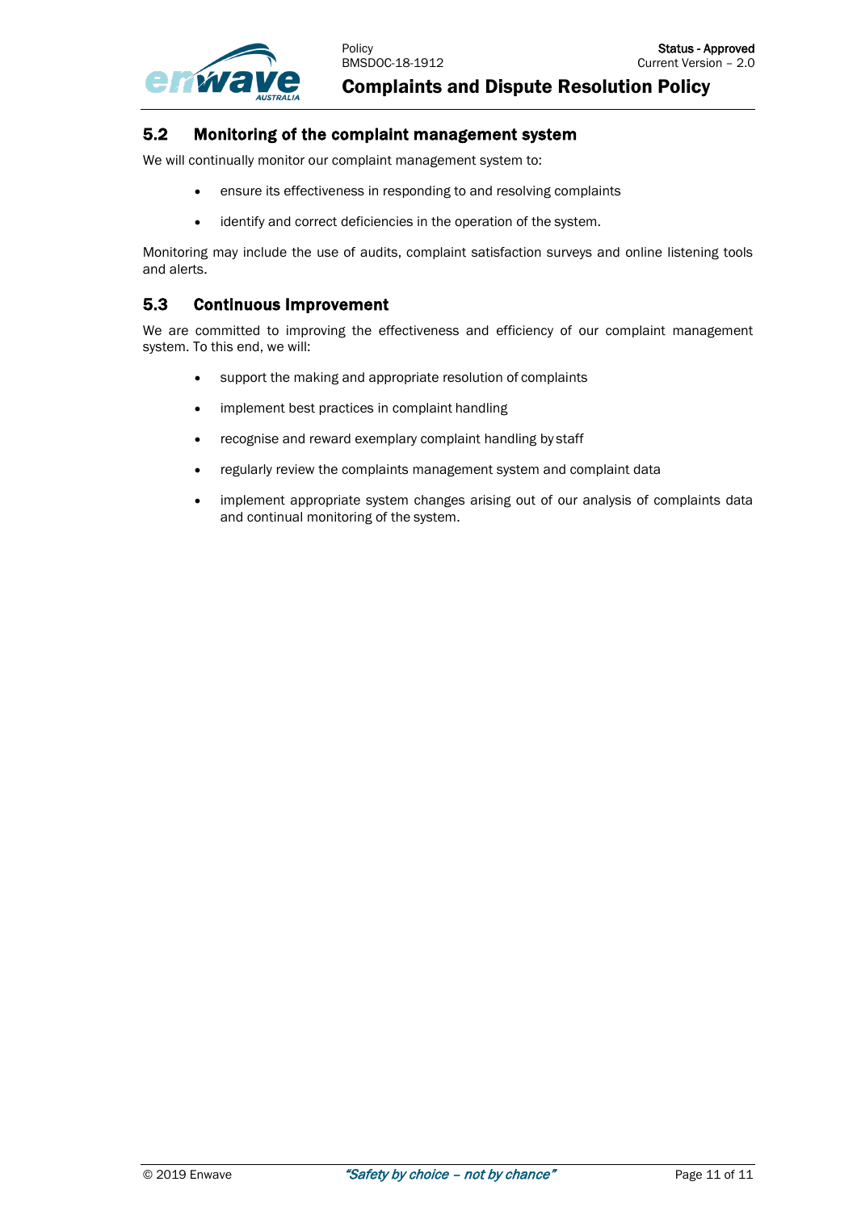## 5.2 Monitoring of the complaint management system

We will continually monitor our complaint management system to:

- ensure its effectiveness in responding to and resolving complaints
- identify and correct deficiencies in the operation of the system.

Monitoring may include the use of audits, complaint satisfaction surveys and online listening tools and alerts.

## 5.3 Continuous Improvement

We are committed to improving the effectiveness and efficiency of our complaint management system. To this end, we will:

- support the making and appropriate resolution of complaints
- implement best practices in complaint handling
- recognise and reward exemplary complaint handling by staff
- regularly review the complaints management system and complaint data
- implement appropriate system changes arising out of our analysis of complaints data and continual monitoring of the system.